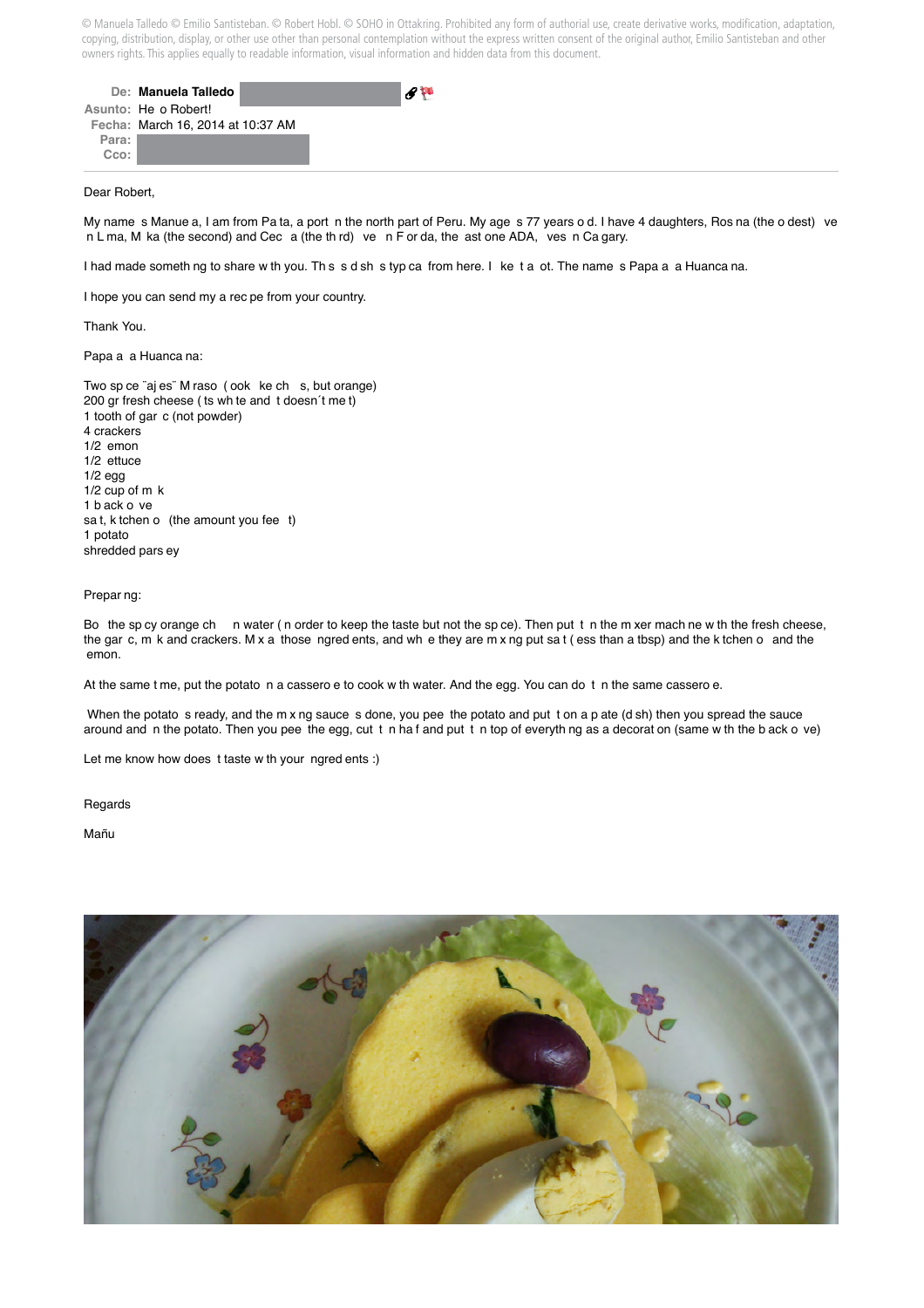© Manuela Talledo © Emilio Santisteban. © Robert Hobl. © SOHO in Ottakring. Prohibited any form of authorial use, create derivative works, modification, adaptation, copying, distribution, display, or other use other than personal contemplation without the express written consent of the original author, Emilio Santisteban and other owners rights. This applies equally to readable information, visual information and hidden data from this document.

**De:** **Manuela Talledo**
**Asunto:** He o Robert!
**Fecha:** March 16, 2014 at 10:37 AM
**Para:**
**Cco:**

Dear Robert,

My name s Manue a, I am from Pa ta, a port n the north part of Peru. My age s 77 years o d. I have 4 daughters, Ros na (the o dest) ve n L ma, M ka (the second) and Cec a (the th rd) ve n F or da, the ast one ADA, ves n Ca gary.

I had made someth ng to share w th you. Th s s d sh s typ ca from here. I ke t a ot. The name s Papa a a Huanca na.

I hope you can send my a rec pe from your country.

Thank You.

Papa a a Huanca na:

Two sp ce ¨aj es¨ M raso ( ook ke ch s, but orange)
200 gr fresh cheese ( ts wh te and t doesn´t me t)
1 tooth of gar c (not powder)
4 crackers
1/2 emon
1/2 ettuce
1/2 egg
1/2 cup of m k
1 b ack o ve
sa t, k tchen o (the amount you fee t)
1 potato
shredded pars ey

Prepar ng:

Bo the sp cy orange ch n water ( n order to keep the taste but not the sp ce). Then put t n the m xer mach ne w th the fresh cheese, the gar c, m k and crackers. M x a those ngred ents, and wh e they are m x ng put sa t ( ess than a tbsp) and the k tchen o and the emon.

At the same t me, put the potato n a cassero e to cook w th water. And the egg. You can do t n the same cassero e.

When the potato s ready, and the m x ng sauce s done, you pee the potato and put t on a p ate (d sh) then you spread the sauce around and n the potato. Then you pee the egg, cut t n ha f and put t on top of everyth ng as a decorat on (same w th the b ack o ve)

Let me know how does t taste w th your ngred ents :)

Regards

Mañu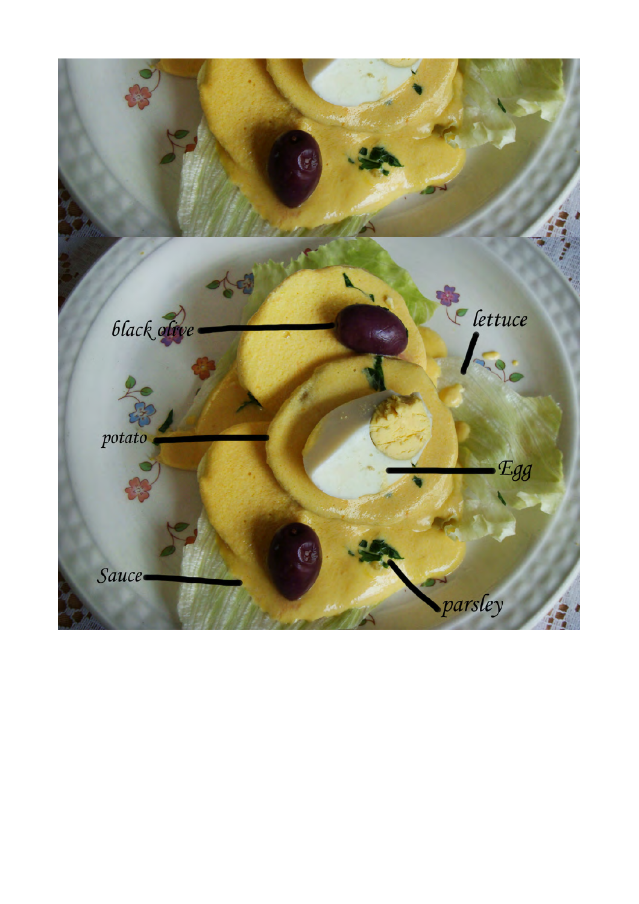black olive

lettuce

potato

Egg

Sauce

parsley